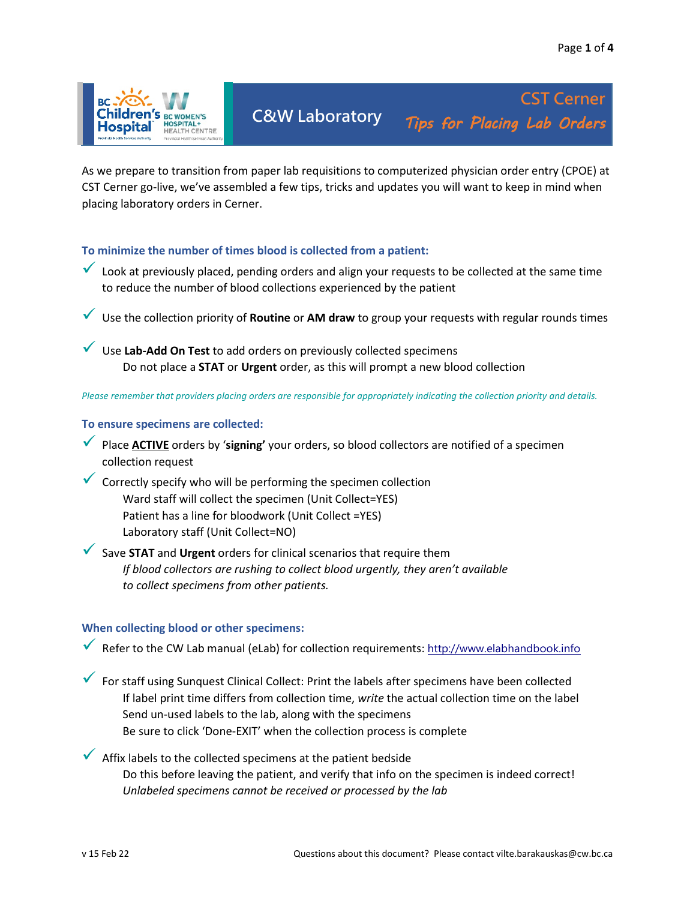C&W Laboratory

# CST Cerner
## *Tips for Placing Lab Orders*

As we prepare to transition from paper lab requisitions to computerized physician order entry (CPOE) at CST Cerner go-live, we've assembled a few tips, tricks and updates you will want to keep in mind when placing laboratory orders in Cerner.

### To minimize the number of times blood is collected from a patient:

- ✓ Look at previously placed, pending orders and align your requests to be collected at the same time to reduce the number of blood collections experienced by the patient
- ✓ Use the collection priority of **Routine** or **AM draw** to group your requests with regular rounds times
- ✓ Use **Lab-Add On Test** to add orders on previously collected specimens
  - Do not place a **STAT** or **Urgent** order, as this will prompt a new blood collection

*Please remember that providers placing orders are responsible for appropriately indicating the collection priority and details.*

### To ensure specimens are collected:

- ✓ Place **ACTIVE** orders by '**signing'** your orders, so blood collectors are notified of a specimen collection request
- ✓ Correctly specify who will be performing the specimen collection
  - Ward staff will collect the specimen (Unit Collect=YES)
  - Patient has a line for bloodwork (Unit Collect =YES)
  - Laboratory staff (Unit Collect=NO)
- ✓ Save **STAT** and **Urgent** orders for clinical scenarios that require them
  - *If blood collectors are rushing to collect blood urgently, they aren't available to collect specimens from other patients.*

### When collecting blood or other specimens:

- ✓ Refer to the CW Lab manual (eLab) for collection requirements: http://www.elabhandbook.info
- ✓ For staff using Sunquest Clinical Collect: Print the labels after specimens have been collected
  - If label print time differs from collection time, *write* the actual collection time on the label
  - Send un-used labels to the lab, along with the specimens
  - Be sure to click 'Done-EXIT' when the collection process is complete
- ✓ Affix labels to the collected specimens at the patient bedside
  - Do this before leaving the patient, and verify that info on the specimen is indeed correct!
  - *Unlabeled specimens cannot be received or processed by the lab*

v 15 Feb 22 — Questions about this document? Please contact vilte.barakauskas@cw.bc.ca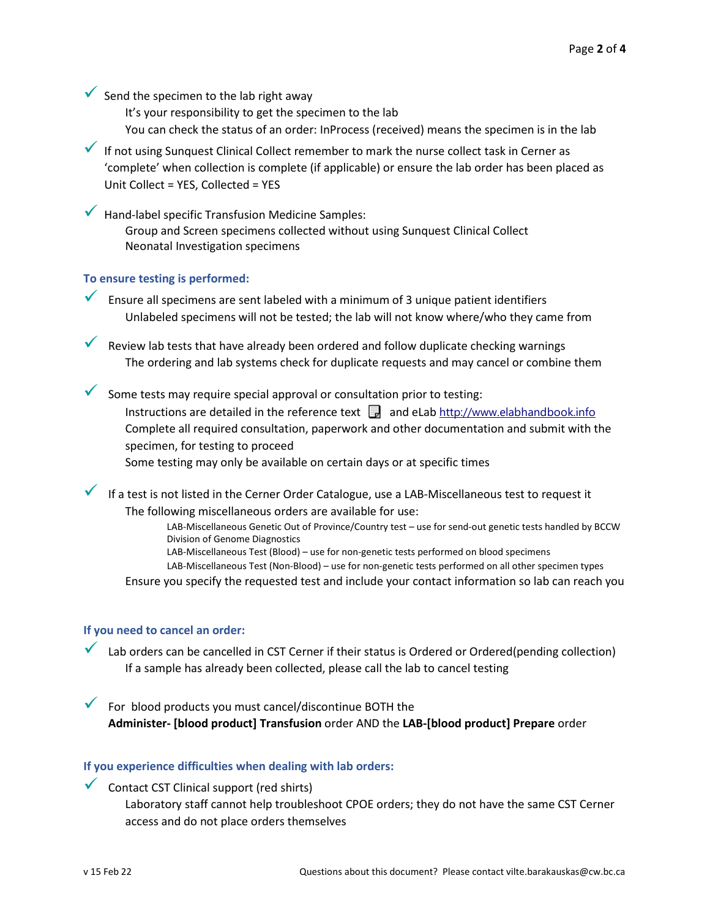- ✓ Send the specimen to the lab right away
  - It's your responsibility to get the specimen to the lab
  - You can check the status of an order: InProcess (received) means the specimen is in the lab
- ✓ If not using Sunquest Clinical Collect remember to mark the nurse collect task in Cerner as 'complete' when collection is complete (if applicable) or ensure the lab order has been placed as Unit Collect = YES, Collected = YES
- ✓ Hand-label specific Transfusion Medicine Samples:
  - Group and Screen specimens collected without using Sunquest Clinical Collect
  - Neonatal Investigation specimens

### To ensure testing is performed:

- ✓ Ensure all specimens are sent labeled with a minimum of 3 unique patient identifiers
  - Unlabeled specimens will not be tested; the lab will not know where/who they came from
- ✓ Review lab tests that have already been ordered and follow duplicate checking warnings
  - The ordering and lab systems check for duplicate requests and may cancel or combine them
- ✓ Some tests may require special approval or consultation prior to testing:
  - Instructions are detailed in the reference text and eLab http://www.elabhandbook.info
  - Complete all required consultation, paperwork and other documentation and submit with the specimen, for testing to proceed
  - Some testing may only be available on certain days or at specific times
- ✓ If a test is not listed in the Cerner Order Catalogue, use a LAB-Miscellaneous test to request it
  - The following miscellaneous orders are available for use:
    - LAB-Miscellaneous Genetic Out of Province/Country test – use for send-out genetic tests handled by BCCW Division of Genome Diagnostics
    - LAB-Miscellaneous Test (Blood) – use for non-genetic tests performed on blood specimens
    - LAB-Miscellaneous Test (Non-Blood) – use for non-genetic tests performed on all other specimen types
  - Ensure you specify the requested test and include your contact information so lab can reach you

### If you need to cancel an order:

- ✓ Lab orders can be cancelled in CST Cerner if their status is Ordered or Ordered(pending collection)
  - If a sample has already been collected, please call the lab to cancel testing
- ✓ For blood products you must cancel/discontinue BOTH the **Administer- [blood product] Transfusion** order AND the **LAB-[blood product] Prepare** order

### If you experience difficulties when dealing with lab orders:

- ✓ Contact CST Clinical support (red shirts)
  - Laboratory staff cannot help troubleshoot CPOE orders; they do not have the same CST Cerner access and do not place orders themselves

v 15 Feb 22 Questions about this document? Please contact vilte.barakauskas@cw.bc.ca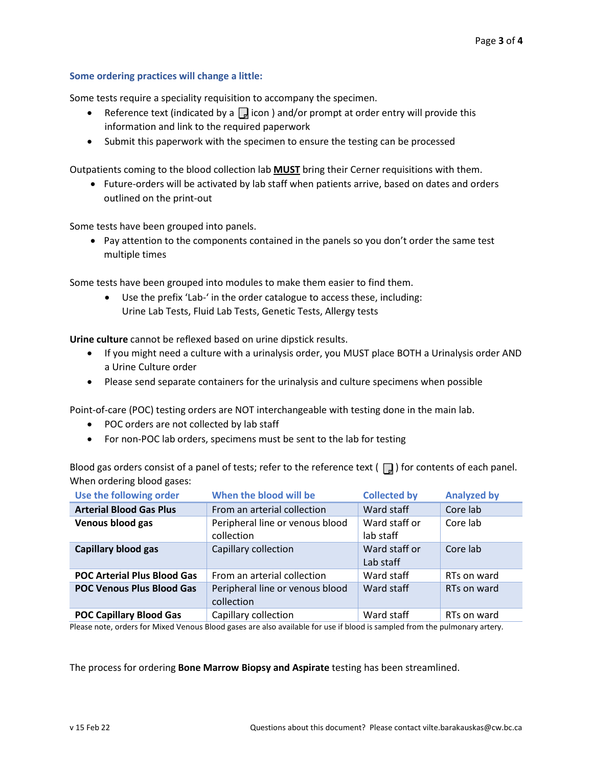### Some ordering practices will change a little:

Some tests require a speciality requisition to accompany the specimen.

- Reference text (indicated by a icon ) and/or prompt at order entry will provide this information and link to the required paperwork
- Submit this paperwork with the specimen to ensure the testing can be processed

Outpatients coming to the blood collection lab **MUST** bring their Cerner requisitions with them.

- Future-orders will be activated by lab staff when patients arrive, based on dates and orders outlined on the print-out

Some tests have been grouped into panels.

- Pay attention to the components contained in the panels so you don't order the same test multiple times

Some tests have been grouped into modules to make them easier to find them.

- Use the prefix 'Lab-' in the order catalogue to access these, including: Urine Lab Tests, Fluid Lab Tests, Genetic Tests, Allergy tests

**Urine culture** cannot be reflexed based on urine dipstick results.

- If you might need a culture with a urinalysis order, you MUST place BOTH a Urinalysis order AND a Urine Culture order
- Please send separate containers for the urinalysis and culture specimens when possible

Point-of-care (POC) testing orders are NOT interchangeable with testing done in the main lab.

- POC orders are not collected by lab staff
- For non-POC lab orders, specimens must be sent to the lab for testing

Blood gas orders consist of a panel of tests; refer to the reference text ( ) for contents of each panel. When ordering blood gases:

| Use the following order | When the blood will be | Collected by | Analyzed by |
|---|---|---|---|
| **Arterial Blood Gas Plus** | From an arterial collection | Ward staff | Core lab |
| **Venous blood gas** | Peripheral line or venous blood collection | Ward staff or lab staff | Core lab |
| **Capillary blood gas** | Capillary collection | Ward staff or Lab staff | Core lab |
| **POC Arterial Plus Blood Gas** | From an arterial collection | Ward staff | RTs on ward |
| **POC Venous Plus Blood Gas** | Peripheral line or venous blood collection | Ward staff | RTs on ward |
| **POC Capillary Blood Gas** | Capillary collection | Ward staff | RTs on ward |

Please note, orders for Mixed Venous Blood gases are also available for use if blood is sampled from the pulmonary artery.

The process for ordering **Bone Marrow Biopsy and Aspirate** testing has been streamlined.

v 15 Feb 22 Questions about this document? Please contact vilte.barakauskas@cw.bc.ca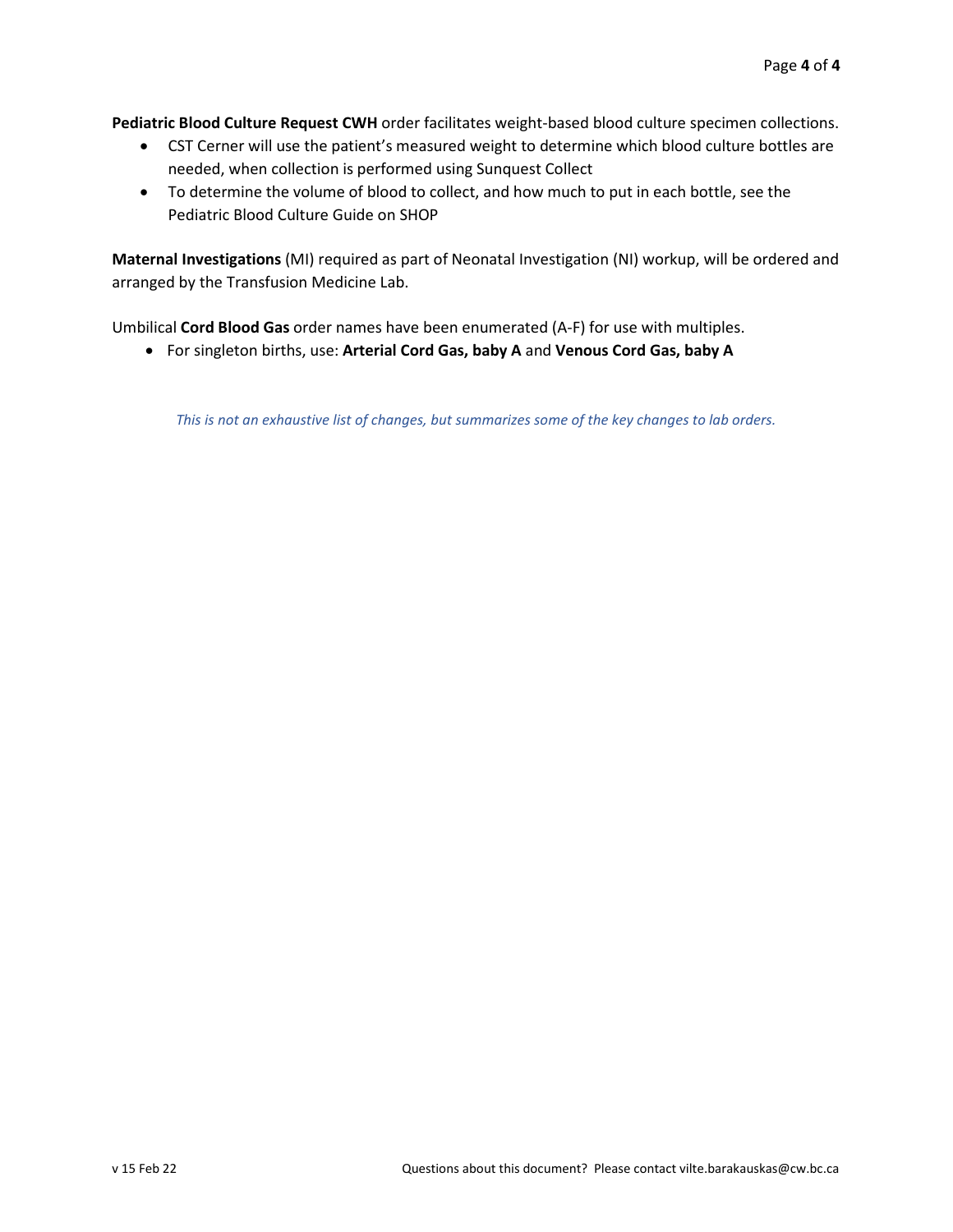**Pediatric Blood Culture Request CWH** order facilitates weight-based blood culture specimen collections.

- CST Cerner will use the patient's measured weight to determine which blood culture bottles are needed, when collection is performed using Sunquest Collect
- To determine the volume of blood to collect, and how much to put in each bottle, see the Pediatric Blood Culture Guide on SHOP

**Maternal Investigations** (MI) required as part of Neonatal Investigation (NI) workup, will be ordered and arranged by the Transfusion Medicine Lab.

Umbilical **Cord Blood Gas** order names have been enumerated (A-F) for use with multiples.

- For singleton births, use: **Arterial Cord Gas, baby A** and **Venous Cord Gas, baby A**

*This is not an exhaustive list of changes, but summarizes some of the key changes to lab orders.*

v 15 Feb 22 Questions about this document? Please contact vilte.barakauskas@cw.bc.ca